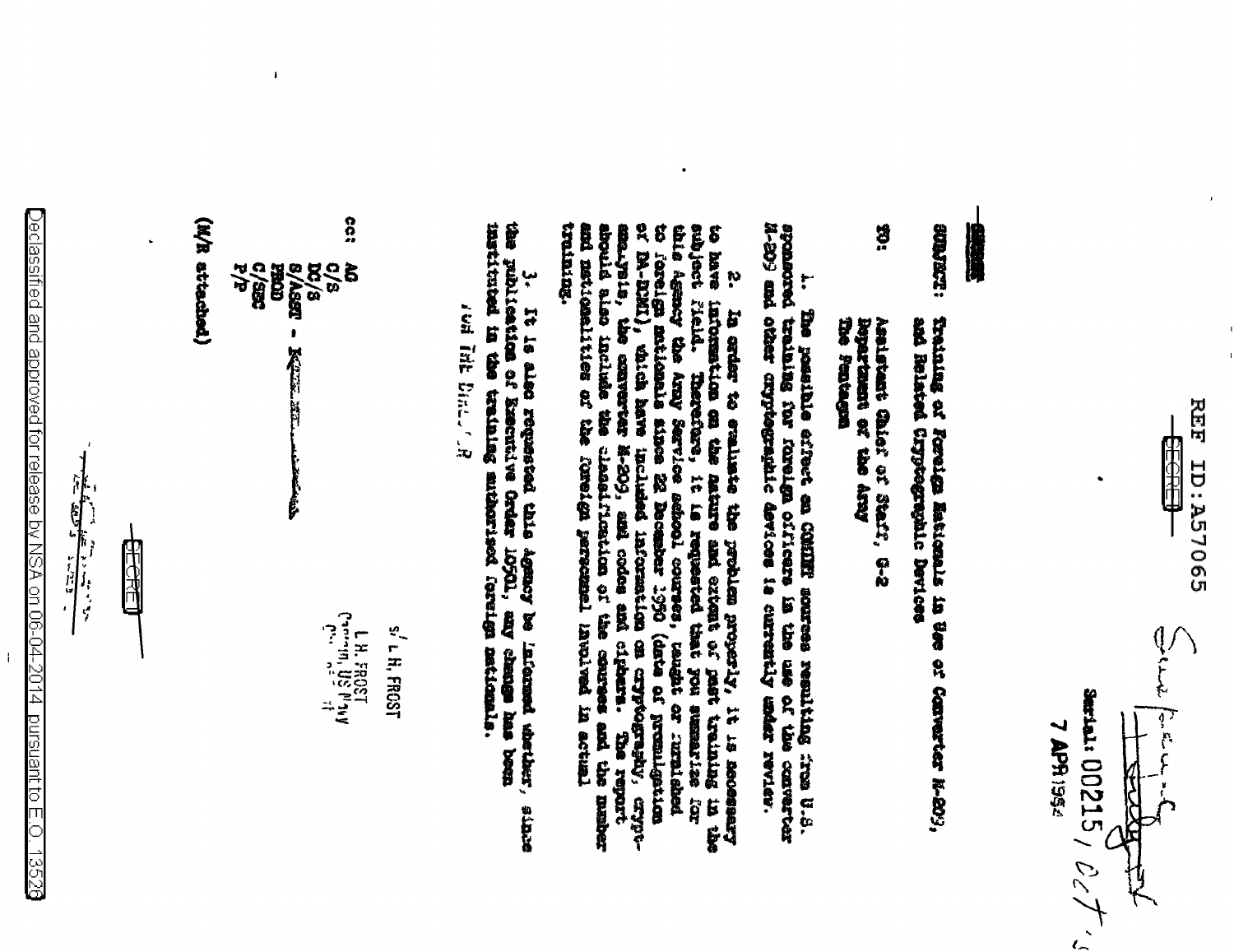REF ID:A57065

SECRET

Serial: 00215

7 APR 1954

SECRET

SUBJECT: Training of Foreign Nationals in Use of Converter M-209, and Related Cryptographic Devices

TO: Assistant Chief of Staff, G-2
Department of the Army
The Pentagon

1. The possible effect on COMINT sources resulting from U.S. sponsored training for foreign officers in the use of the converter M-209 and other cryptographic devices is currently under review.

2. In order to evaluate the problem properly, it is necessary to have information on the nature and extent of past training in the subject field. Therefore, it is requested that you summarize for this Agency the Army Service school courses, taught or furnished to foreign nationals since 22 December 1950 (date of promulgation of DA-DCMI), which have included information on cryptography, cryptanalysis, the converter M-209, and codes and ciphers. The report should also include the classification of the courses and the number and nationalities of the foreign personnel involved in actual training.

3. It is also requested this Agency be informed whether, since the publication of Executive Order 10501, any change has been instituted in the training authorized foreign nationals.

FOR THE DIRECTOR

s/ L.H. FROST

L.H. FROST
Captain, US Navy

cc: AG
C/S
DC/S
S/ASST -
PROD
C/SEC
P/P

(M/R attached)

SECRET

Declassified and approved for release by NSA on 06-04-2014 pursuant to E.O. 13526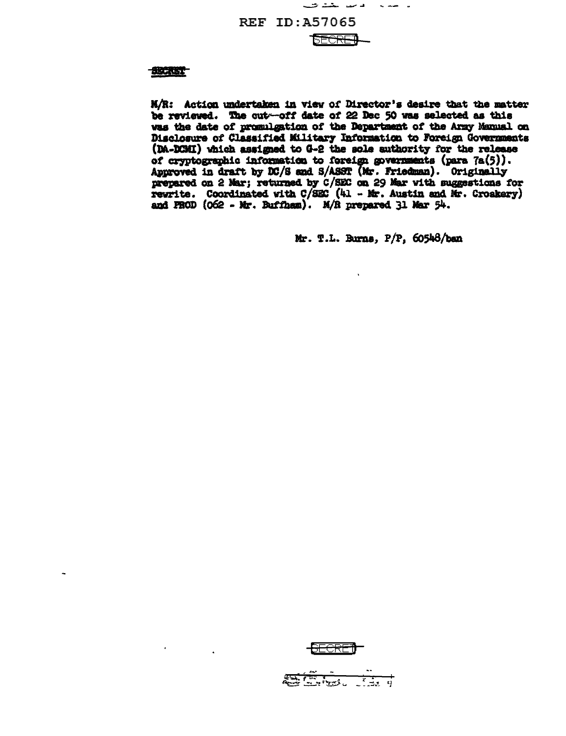REF ID:A57065

SECRET

SECRET

M/R: Action undertaken in view of Director's desire that the matter be reviewed. The cut-off date of 22 Dec 50 was selected as this was the date of promulgation of the Department of the Army Manual on Disclosure of Classified Military Information to Foreign Governments (DA-DCMI) which assigned to G-2 the sole authority for the release of cryptographic information to foreign governments (para 7a(5)). Approved in draft by DC/S and S/ASST (Mr. Friedman). Originally prepared on 2 Mar; returned by C/SEC on 29 Mar with suggestions for rewrite. Coordinated with C/SEC (41 - Mr. Austin and Mr. Croskery) and PROD (062 - Mr. Buffham). M/R prepared 31 Mar 54.

Mr. T.L. Burns, P/P, 60548/ban

SECRET